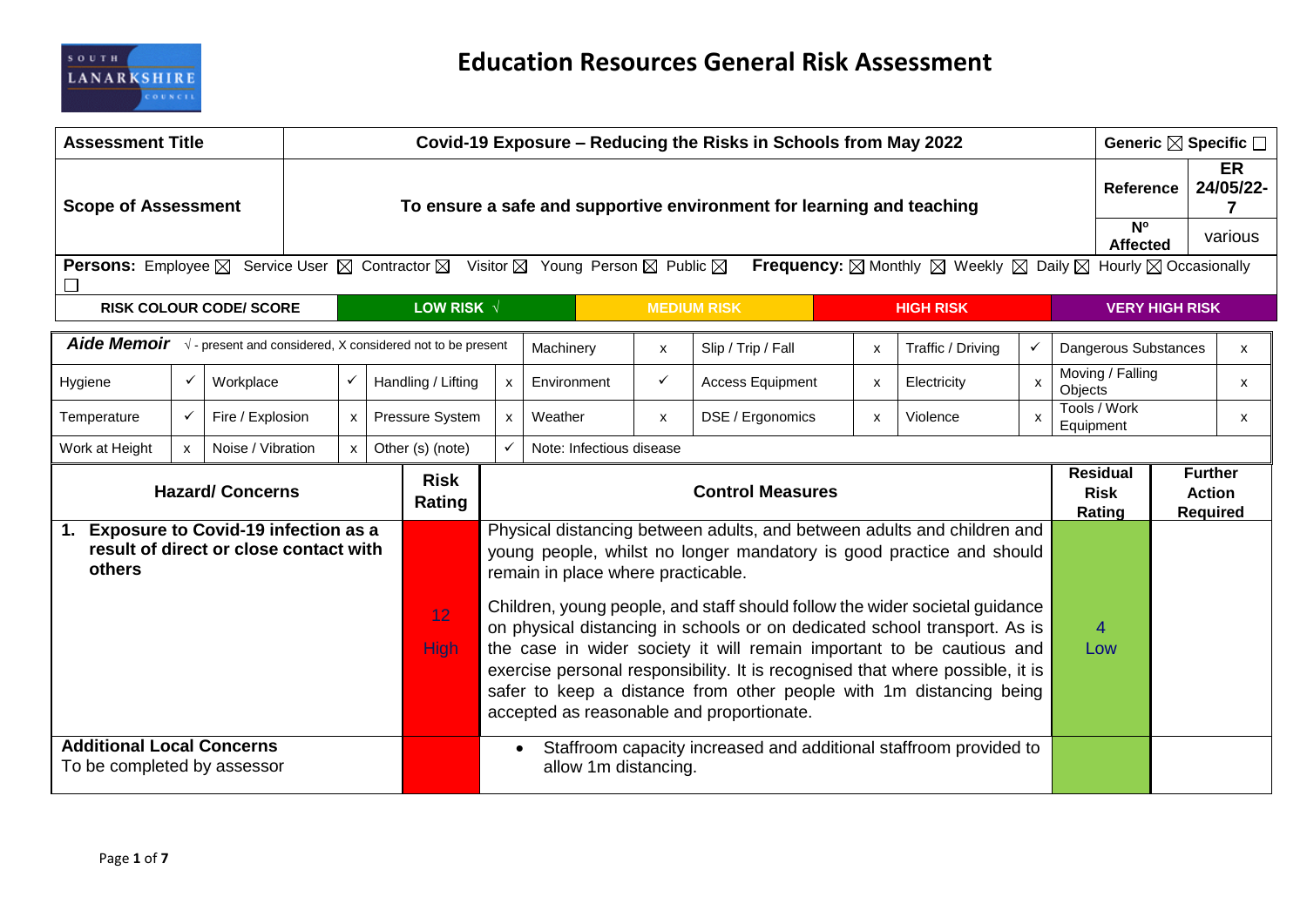# Education Resources General Risk Assessment

| Assessment Title | Covid-19 Exposure – Reducing the Risks in Schools from May 2022 | | Generic ☒ Specific ☐ |
|---|---|---|---|
| Scope of Assessment | To ensure a safe and supportive environment for learning and teaching | Reference | ER 24/05/22-7 |
| | | Nº Affected | various |

**Persons:** Employee ☒ Service User ☒ Contractor ☒ Visitor ☒ Young Person ☒ Public ☒ **Frequency:** ☒ Monthly ☒ Weekly ☒ Daily ☒ Hourly ☒ Occasionally ☐

| RISK COLOUR CODE/ SCORE | LOW RISK √ | MEDIUM RISK | HIGH RISK | VERY HIGH RISK |
|---|---|---|---|---|

| ***Aide Memoir*** √ - present and considered, X considered not to be present | | | | | | Machinery | x | Slip / Trip / Fall | x | Traffic / Driving | ✓ | Dangerous Substances | x |
|---|---|---|---|---|---|---|---|---|---|---|---|---|---|
| Hygiene | ✓ | Workplace | ✓ | Handling / Lifting | x | Environment | ✓ | Access Equipment | x | Electricity | x | Moving / Falling Objects | x |
| Temperature | ✓ | Fire / Explosion | x | Pressure System | x | Weather | x | DSE / Ergonomics | x | Violence | x | Tools / Work Equipment | x |
| Work at Height | x | Noise / Vibration | x | Other (s) (note) | ✓ | Note: Infectious disease | | | | | | | |

| Hazard/ Concerns | Risk Rating | Control Measures | Residual Risk Rating | Further Action Required |
|---|---|---|---|---|
| **1. Exposure to Covid-19 infection as a result of direct or close contact with others** | 12 High | Physical distancing between adults, and between adults and children and young people, whilst no longer mandatory is good practice and should remain in place where practicable.<br><br>Children, young people, and staff should follow the wider societal guidance on physical distancing in schools or on dedicated school transport. As is the case in wider society it will remain important to be cautious and exercise personal responsibility. It is recognised that where possible, it is safer to keep a distance from other people with 1m distancing being accepted as reasonable and proportionate. | 4 Low | |
| **Additional Local Concerns**<br>To be completed by assessor | | • Staffroom capacity increased and additional staffroom provided to allow 1m distancing. | | |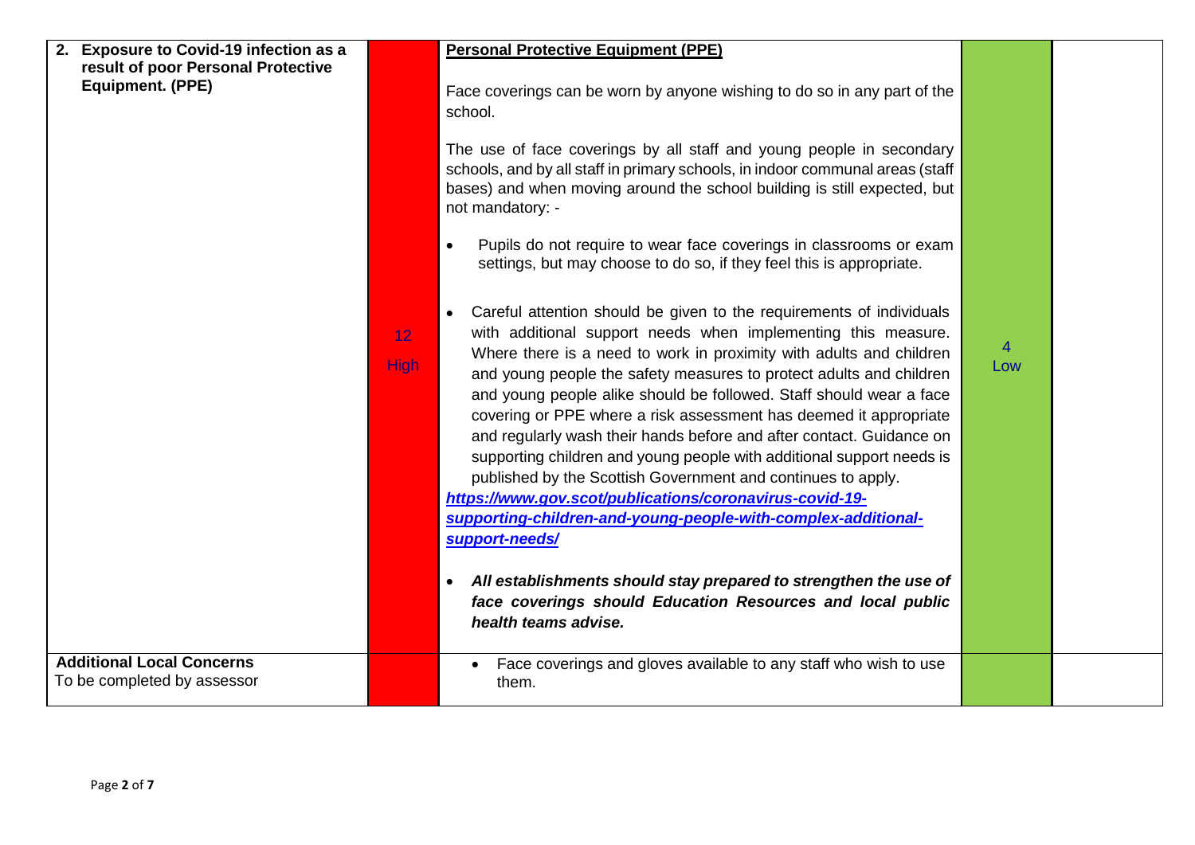| | | | | |
|---|---|---|---|---|
| **2. Exposure to Covid-19 infection as a result of poor Personal Protective Equipment. (PPE)** | 12 High | **Personal Protective Equipment (PPE)**<br><br>Face coverings can be worn by anyone wishing to do so in any part of the school.<br><br>The use of face coverings by all staff and young people in secondary schools, and by all staff in primary schools, in indoor communal areas (staff bases) and when moving around the school building is still expected, but not mandatory: -<br><br>• Pupils do not require to wear face coverings in classrooms or exam settings, but may choose to do so, if they feel this is appropriate.<br><br>• Careful attention should be given to the requirements of individuals with additional support needs when implementing this measure. Where there is a need to work in proximity with adults and children and young people the safety measures to protect adults and children and young people alike should be followed. Staff should wear a face covering or PPE where a risk assessment has deemed it appropriate and regularly wash their hands before and after contact. Guidance on supporting children and young people with additional support needs is published by the Scottish Government and continues to apply. ***https://www.gov.scot/publications/coronavirus-covid-19-supporting-children-and-young-people-with-complex-additional-support-needs/***<br><br>• ***All establishments should stay prepared to strengthen the use of face coverings should Education Resources and local public health teams advise.*** | 4 Low | |
| **Additional Local Concerns**<br>To be completed by assessor | | • Face coverings and gloves available to any staff who wish to use them. | | |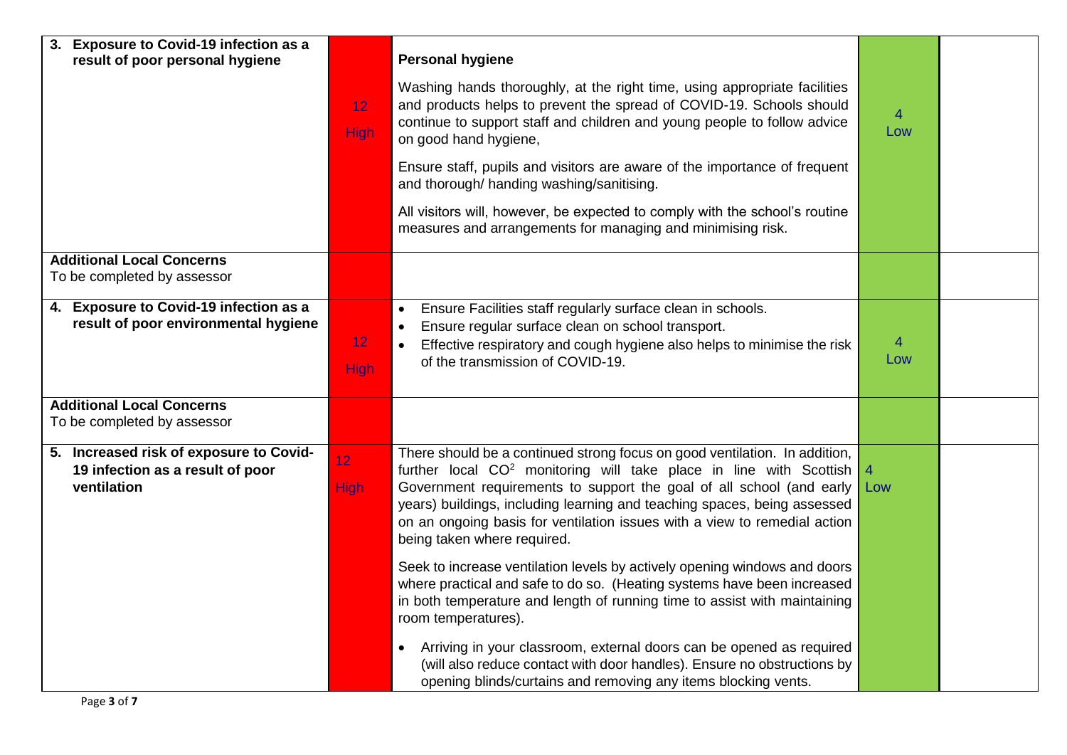| | | | | |
|---|---|---|---|---|
| **3. Exposure to Covid-19 infection as a result of poor personal hygiene** | 12 High | **Personal hygiene**<br><br>Washing hands thoroughly, at the right time, using appropriate facilities and products helps to prevent the spread of COVID-19. Schools should continue to support staff and children and young people to follow advice on good hand hygiene,<br><br>Ensure staff, pupils and visitors are aware of the importance of frequent and thorough/ handing washing/sanitising.<br><br>All visitors will, however, be expected to comply with the school's routine measures and arrangements for managing and minimising risk. | 4 Low | |
| **Additional Local Concerns**<br>To be completed by assessor | | | | |
| **4. Exposure to Covid-19 infection as a result of poor environmental hygiene** | 12 High | • Ensure Facilities staff regularly surface clean in schools.<br>• Ensure regular surface clean on school transport.<br>• Effective respiratory and cough hygiene also helps to minimise the risk of the transmission of COVID-19. | 4 Low | |
| **Additional Local Concerns**<br>To be completed by assessor | | | | |
| **5. Increased risk of exposure to Covid-19 infection as a result of poor ventilation** | 12 High | There should be a continued strong focus on good ventilation. In addition, further local $CO^2$ monitoring will take place in line with Scottish Government requirements to support the goal of all school (and early years) buildings, including learning and teaching spaces, being assessed on an ongoing basis for ventilation issues with a view to remedial action being taken where required.<br><br>Seek to increase ventilation levels by actively opening windows and doors where practical and safe to do so. (Heating systems have been increased in both temperature and length of running time to assist with maintaining room temperatures).<br><br>• Arriving in your classroom, external doors can be opened as required (will also reduce contact with door handles). Ensure no obstructions by opening blinds/curtains and removing any items blocking vents. | 4 Low | |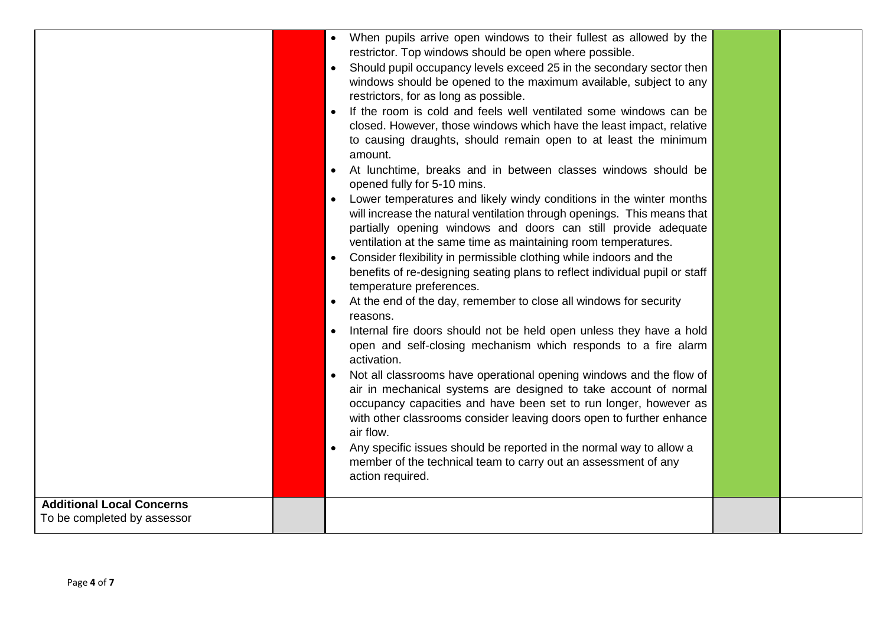| | | | | |
|---|---|---|---|---|
| | | • When pupils arrive open windows to their fullest as allowed by the restrictor. Top windows should be open where possible.<br>• Should pupil occupancy levels exceed 25 in the secondary sector then windows should be opened to the maximum available, subject to any restrictors, for as long as possible.<br>• If the room is cold and feels well ventilated some windows can be closed. However, those windows which have the least impact, relative to causing draughts, should remain open to at least the minimum amount.<br>• At lunchtime, breaks and in between classes windows should be opened fully for 5-10 mins.<br>• Lower temperatures and likely windy conditions in the winter months will increase the natural ventilation through openings. This means that partially opening windows and doors can still provide adequate ventilation at the same time as maintaining room temperatures.<br>• Consider flexibility in permissible clothing while indoors and the benefits of re-designing seating plans to reflect individual pupil or staff temperature preferences.<br>• At the end of the day, remember to close all windows for security reasons.<br>• Internal fire doors should not be held open unless they have a hold open and self-closing mechanism which responds to a fire alarm activation.<br>• Not all classrooms have operational opening windows and the flow of air in mechanical systems are designed to take account of normal occupancy capacities and have been set to run longer, however as with other classrooms consider leaving doors open to further enhance air flow.<br>• Any specific issues should be reported in the normal way to allow a member of the technical team to carry out an assessment of any action required. | | |
| **Additional Local Concerns**<br>To be completed by assessor | | | | |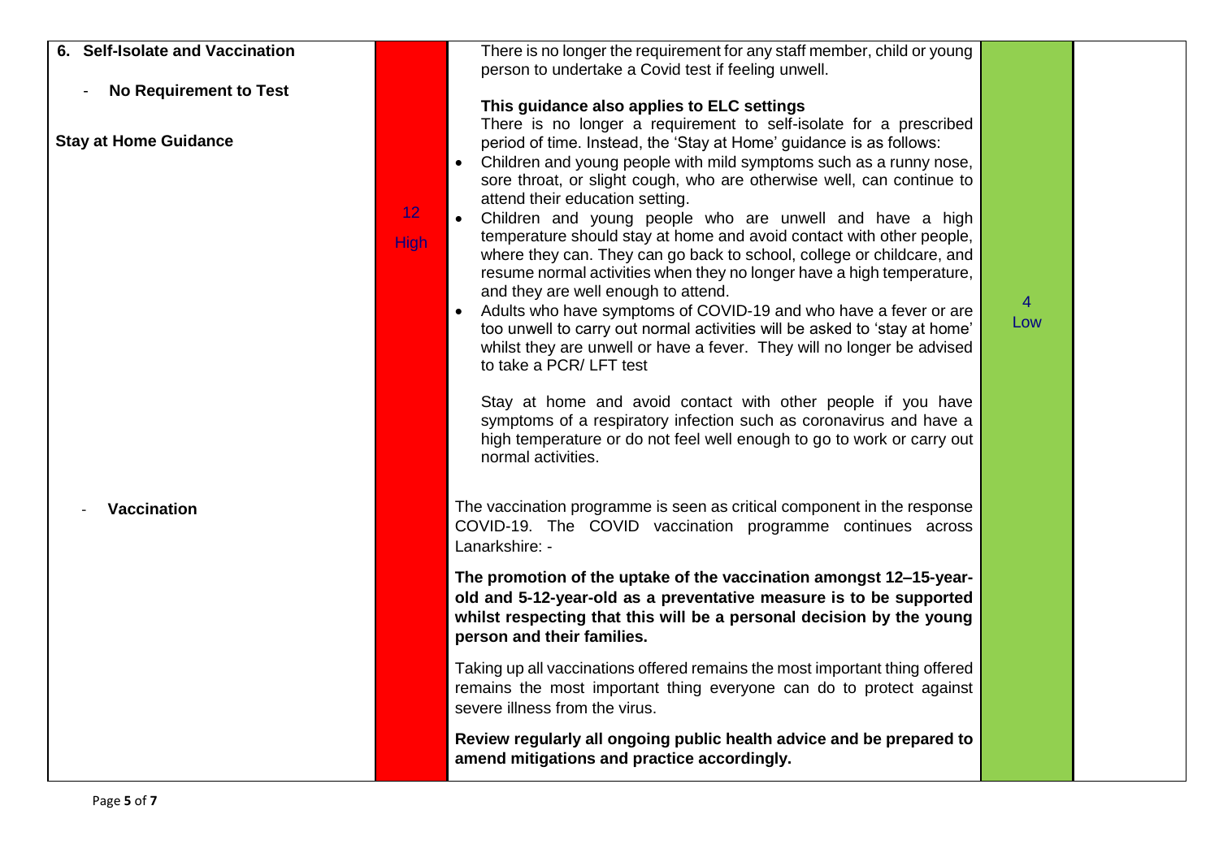| 6. Self-Isolate and Vaccination<br><br>- **No Requirement to Test**<br><br>**Stay at Home Guidance**<br><br><br><br><br><br><br><br><br><br><br><br><br><br>- **Vaccination** | 12<br>High | There is no longer the requirement for any staff member, child or young person to undertake a Covid test if feeling unwell.<br><br>**This guidance also applies to ELC settings**<br>There is no longer a requirement to self-isolate for a prescribed period of time. Instead, the 'Stay at Home' guidance is as follows:<br>• Children and young people with mild symptoms such as a runny nose, sore throat, or slight cough, who are otherwise well, can continue to attend their education setting.<br>• Children and young people who are unwell and have a high temperature should stay at home and avoid contact with other people, where they can. They can go back to school, college or childcare, and resume normal activities when they no longer have a high temperature, and they are well enough to attend.<br>• Adults who have symptoms of COVID-19 and who have a fever or are too unwell to carry out normal activities will be asked to 'stay at home' whilst they are unwell or have a fever. They will no longer be advised to take a PCR/ LFT test<br><br>Stay at home and avoid contact with other people if you have symptoms of a respiratory infection such as coronavirus and have a high temperature or do not feel well enough to go to work or carry out normal activities.<br><br>The vaccination programme is seen as critical component in the response COVID-19. The COVID vaccination programme continues across Lanarkshire: -<br><br>**The promotion of the uptake of the vaccination amongst 12–15-year-old and 5-12-year-old as a preventative measure is to be supported whilst respecting that this will be a personal decision by the young person and their families.**<br><br>Taking up all vaccinations offered remains the most important thing offered remains the most important thing everyone can do to protect against severe illness from the virus.<br><br>**Review regularly all ongoing public health advice and be prepared to amend mitigations and practice accordingly.** | 4<br>Low | |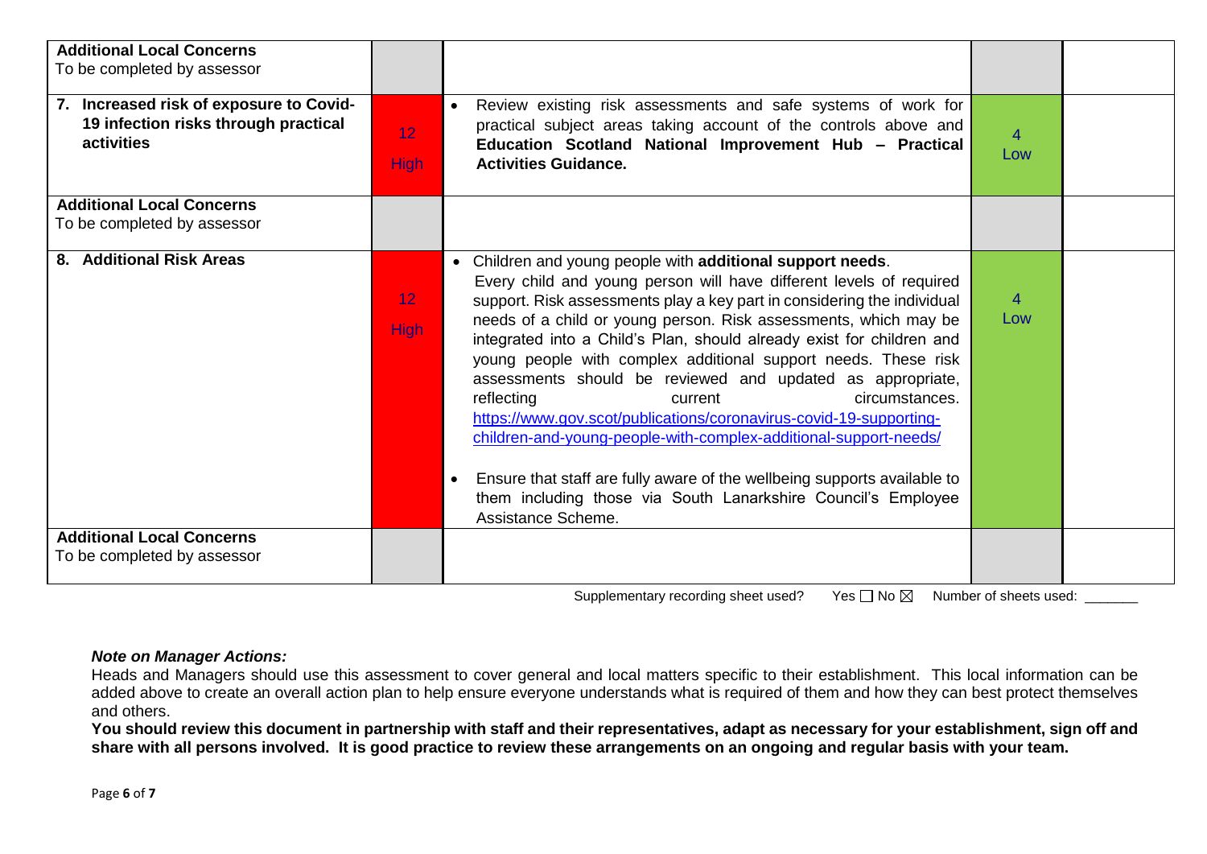| | | | | |
|---|---|---|---|---|
| **Additional Local Concerns**<br>To be completed by assessor | | | | |
| **7. Increased risk of exposure to Covid-19 infection risks through practical activities** | 12<br>High | • Review existing risk assessments and safe systems of work for practical subject areas taking account of the controls above and **Education Scotland National Improvement Hub – Practical Activities Guidance.** | 4<br>Low | |
| **Additional Local Concerns**<br>To be completed by assessor | | | | |
| **8. Additional Risk Areas** | 12<br>High | • Children and young people with **additional support needs**. Every child and young person will have different levels of required support. Risk assessments play a key part in considering the individual needs of a child or young person. Risk assessments, which may be integrated into a Child's Plan, should already exist for children and young people with complex additional support needs. These risk assessments should be reviewed and updated as appropriate, reflecting current circumstances. https://www.gov.scot/publications/coronavirus-covid-19-supporting-children-and-young-people-with-complex-additional-support-needs/<br><br>• Ensure that staff are fully aware of the wellbeing supports available to them including those via South Lanarkshire Council's Employee Assistance Scheme. | 4<br>Low | |
| **Additional Local Concerns**<br>To be completed by assessor | | | | |

Supplementary recording sheet used? Yes ☐ No ☒ Number of sheets used: _______

***Note on Manager Actions:***

Heads and Managers should use this assessment to cover general and local matters specific to their establishment. This local information can be added above to create an overall action plan to help ensure everyone understands what is required of them and how they can best protect themselves and others.

**You should review this document in partnership with staff and their representatives, adapt as necessary for your establishment, sign off and share with all persons involved. It is good practice to review these arrangements on an ongoing and regular basis with your team.**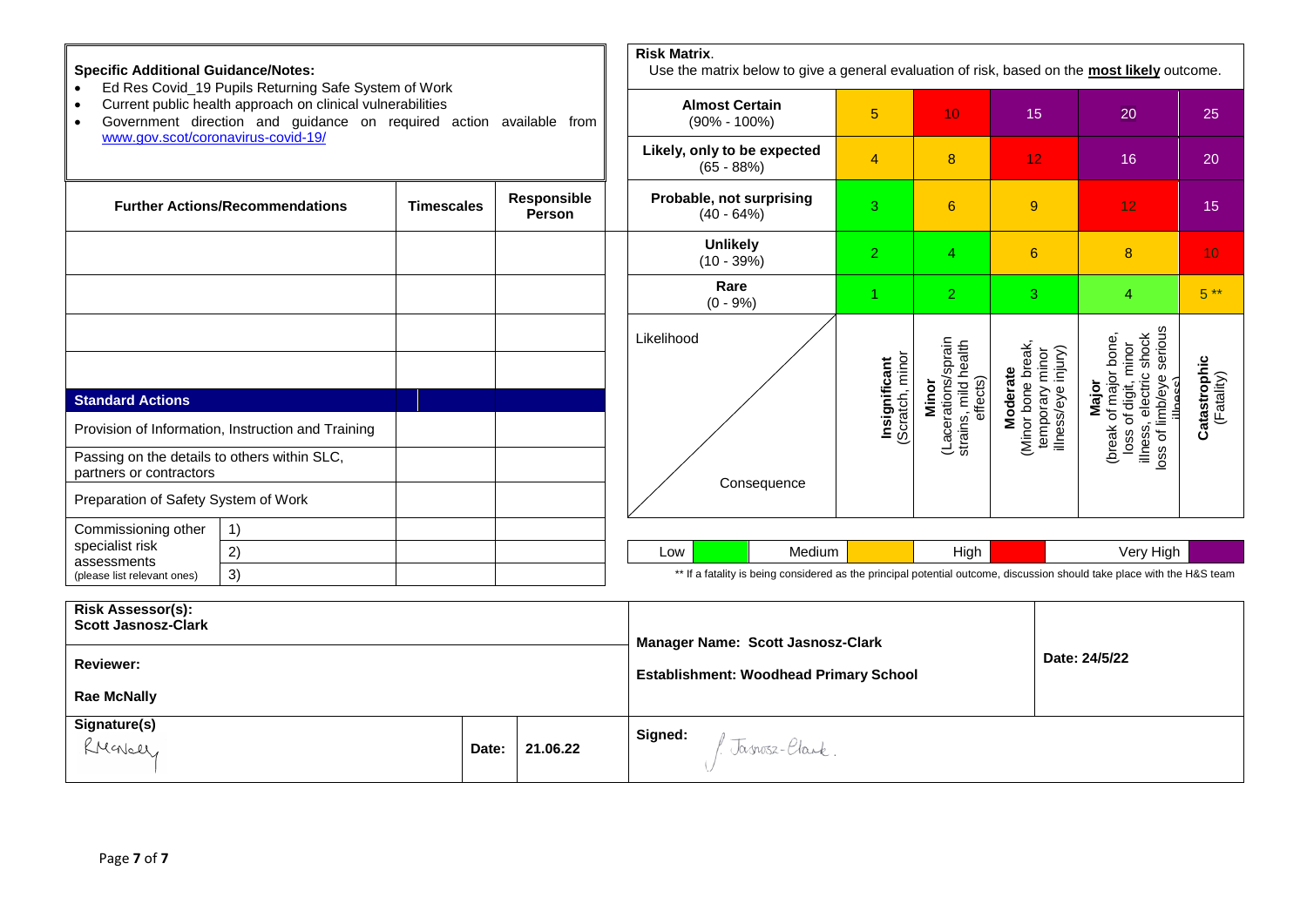**Specific Additional Guidance/Notes:**

- Ed Res Covid_19 Pupils Returning Safe System of Work
- Current public health approach on clinical vulnerabilities
- Government direction and guidance on required action available from www.gov.scot/coronavirus-covid-19/

| Further Actions/Recommendations | | Timescales | Responsible Person |
|---|---|---|---|
| | | | |
| | | | |
| | | | |
| | | | |
| **Standard Actions** | | | |
| Provision of Information, Instruction and Training | | | |
| Passing on the details to others within SLC, partners or contractors | | | |
| Preparation of Safety System of Work | | | |
| Commissioning other specialist risk assessments (please list relevant ones) | 1) | | |
| | 2) | | |
| | 3) | | |

**Risk Matrix**.
Use the matrix below to give a general evaluation of risk, based on the **most likely** outcome.

| Likelihood / Consequence | **Insignificant** (Scratch, minor | **Minor** (Lacerations/sprain strains, mild health effects) | **Moderate** (Minor bone break, temporary minor illness/eye injury) | **Major** (break of major bone, loss of digit, minor illness, electric shock loss of limb/eye serious illness) | **Catastrophic** (Fatality) |
|---|---|---|---|---|---|
| **Almost Certain** (90% - 100%) | 5 | 10 | 15 | 20 | 25 |
| **Likely, only to be expected** (65 - 88%) | 4 | 8 | 12 | 16 | 20 |
| **Probable, not surprising** (40 - 64%) | 3 | 6 | 9 | 12 | 15 |
| **Unlikely** (10 - 39%) | 2 | 4 | 6 | 8 | 10 |
| **Rare** (0 - 9%) | 1 | 2 | 3 | 4 | 5 ** |

Low | Medium | High | Very High

** If a fatality is being considered as the principal potential outcome, discussion should take place with the H&S team

| | | | |
|---|---|---|---|
| **Risk Assessor(s):** **Scott Jasnosz-Clark** | | **Manager Name: Scott Jasnosz-Clark** **Establishment: Woodhead Primary School** | **Date: 24/5/22** |
| **Reviewer:** **Rae McNally** | | | |
| **Signature(s)** RMcNally | **Date:** 21.06.22 | **Signed:** J. Jasnosz-Clark. | |